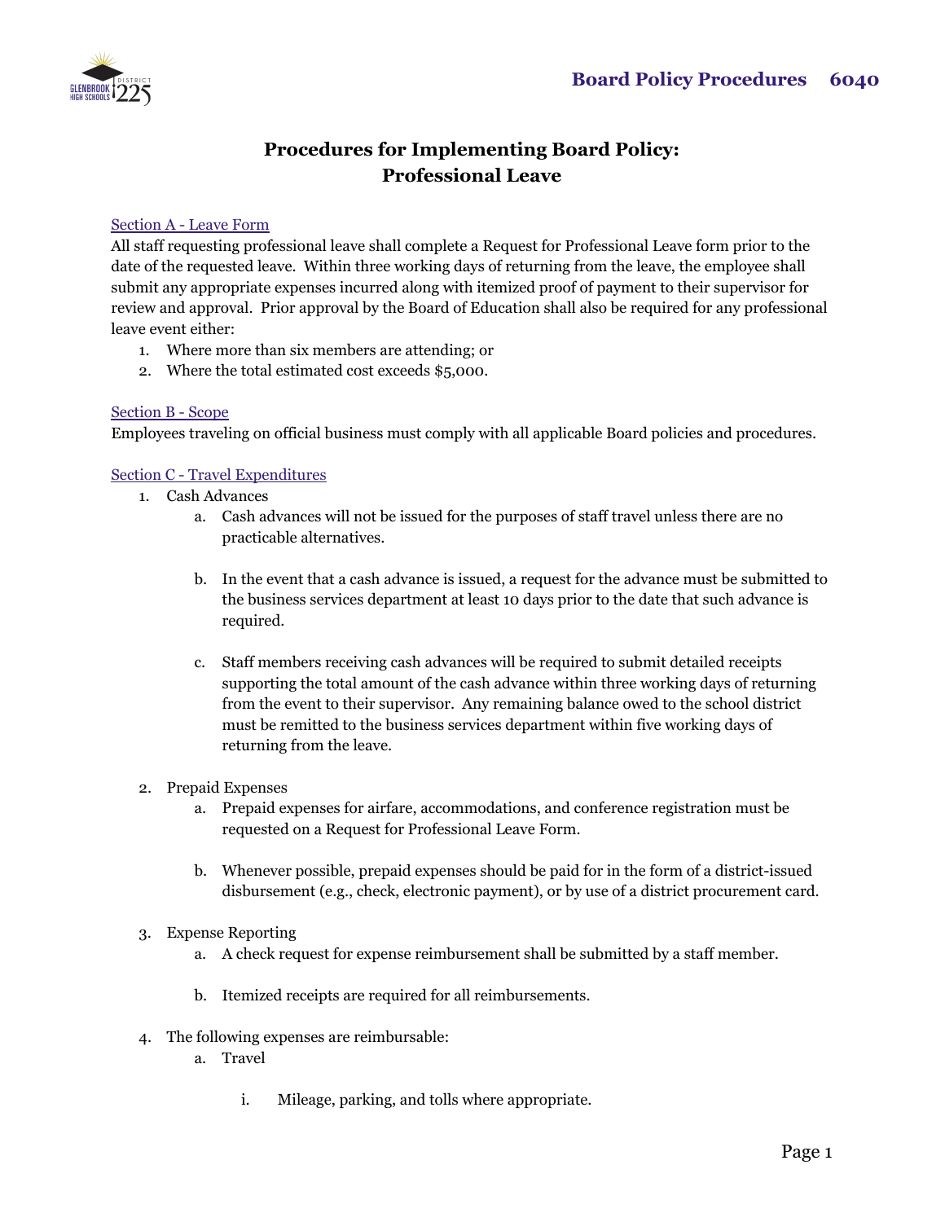# Procedures for Implementing Board Policy: Professional Leave

Section A - Leave Form

All staff requesting professional leave shall complete a Request for Professional Leave form prior to the date of the requested leave. Within three working days of returning from the leave, the employee shall submit any appropriate expenses incurred along with itemized proof of payment to their supervisor for review and approval. Prior approval by the Board of Education shall also be required for any professional leave event either:

1. Where more than six members are attending; or
2. Where the total estimated cost exceeds $5,000.

Section B - Scope

Employees traveling on official business must comply with all applicable Board policies and procedures.

Section C - Travel Expenditures

1. Cash Advances
   a. Cash advances will not be issued for the purposes of staff travel unless there are no practicable alternatives.

   b. In the event that a cash advance is issued, a request for the advance must be submitted to the business services department at least 10 days prior to the date that such advance is required.

   c. Staff members receiving cash advances will be required to submit detailed receipts supporting the total amount of the cash advance within three working days of returning from the event to their supervisor. Any remaining balance owed to the school district must be remitted to the business services department within five working days of returning from the leave.

2. Prepaid Expenses
   a. Prepaid expenses for airfare, accommodations, and conference registration must be requested on a Request for Professional Leave Form.

   b. Whenever possible, prepaid expenses should be paid for in the form of a district-issued disbursement (e.g., check, electronic payment), or by use of a district procurement card.

3. Expense Reporting
   a. A check request for expense reimbursement shall be submitted by a staff member.

   b. Itemized receipts are required for all reimbursements.

4. The following expenses are reimbursable:
   a. Travel

      i. Mileage, parking, and tolls where appropriate.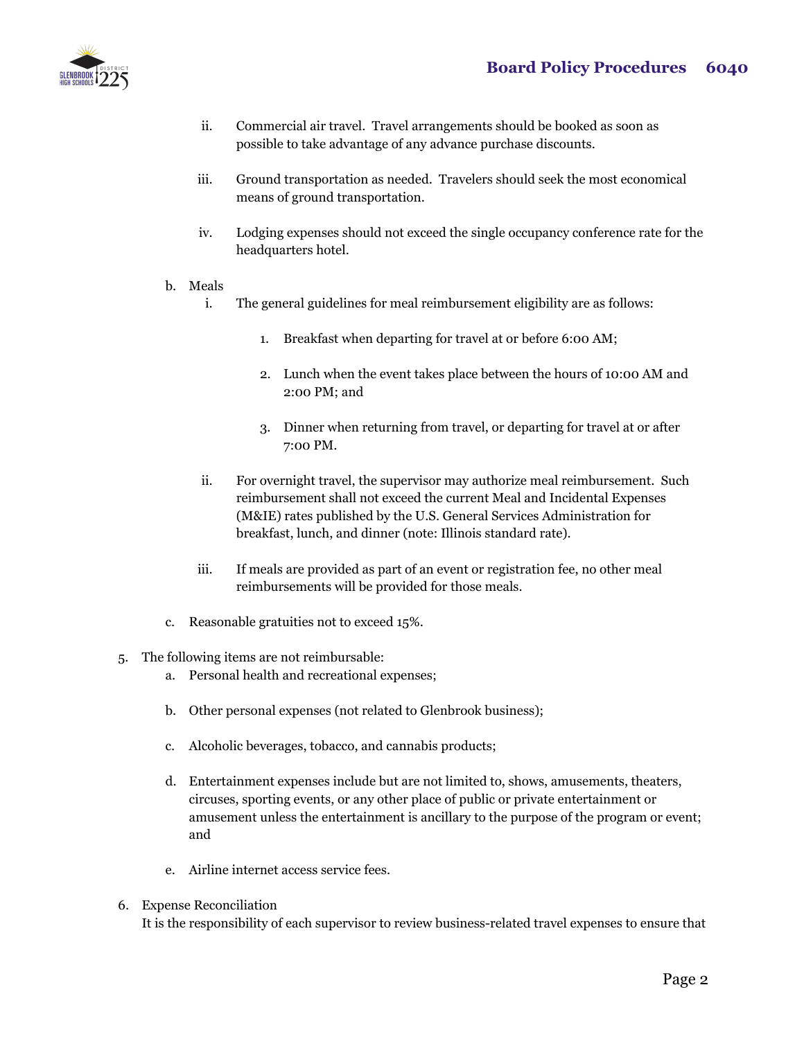ii. Commercial air travel. Travel arrangements should be booked as soon as possible to take advantage of any advance purchase discounts.

iii. Ground transportation as needed. Travelers should seek the most economical means of ground transportation.

iv. Lodging expenses should not exceed the single occupancy conference rate for the headquarters hotel.

b. Meals

i. The general guidelines for meal reimbursement eligibility are as follows:

1. Breakfast when departing for travel at or before 6:00 AM;

2. Lunch when the event takes place between the hours of 10:00 AM and 2:00 PM; and

3. Dinner when returning from travel, or departing for travel at or after 7:00 PM.

ii. For overnight travel, the supervisor may authorize meal reimbursement. Such reimbursement shall not exceed the current Meal and Incidental Expenses (M&IE) rates published by the U.S. General Services Administration for breakfast, lunch, and dinner (note: Illinois standard rate).

iii. If meals are provided as part of an event or registration fee, no other meal reimbursements will be provided for those meals.

c. Reasonable gratuities not to exceed 15%.

5. The following items are not reimbursable:

a. Personal health and recreational expenses;

b. Other personal expenses (not related to Glenbrook business);

c. Alcoholic beverages, tobacco, and cannabis products;

d. Entertainment expenses include but are not limited to, shows, amusements, theaters, circuses, sporting events, or any other place of public or private entertainment or amusement unless the entertainment is ancillary to the purpose of the program or event; and

e. Airline internet access service fees.

6. Expense Reconciliation

It is the responsibility of each supervisor to review business-related travel expenses to ensure that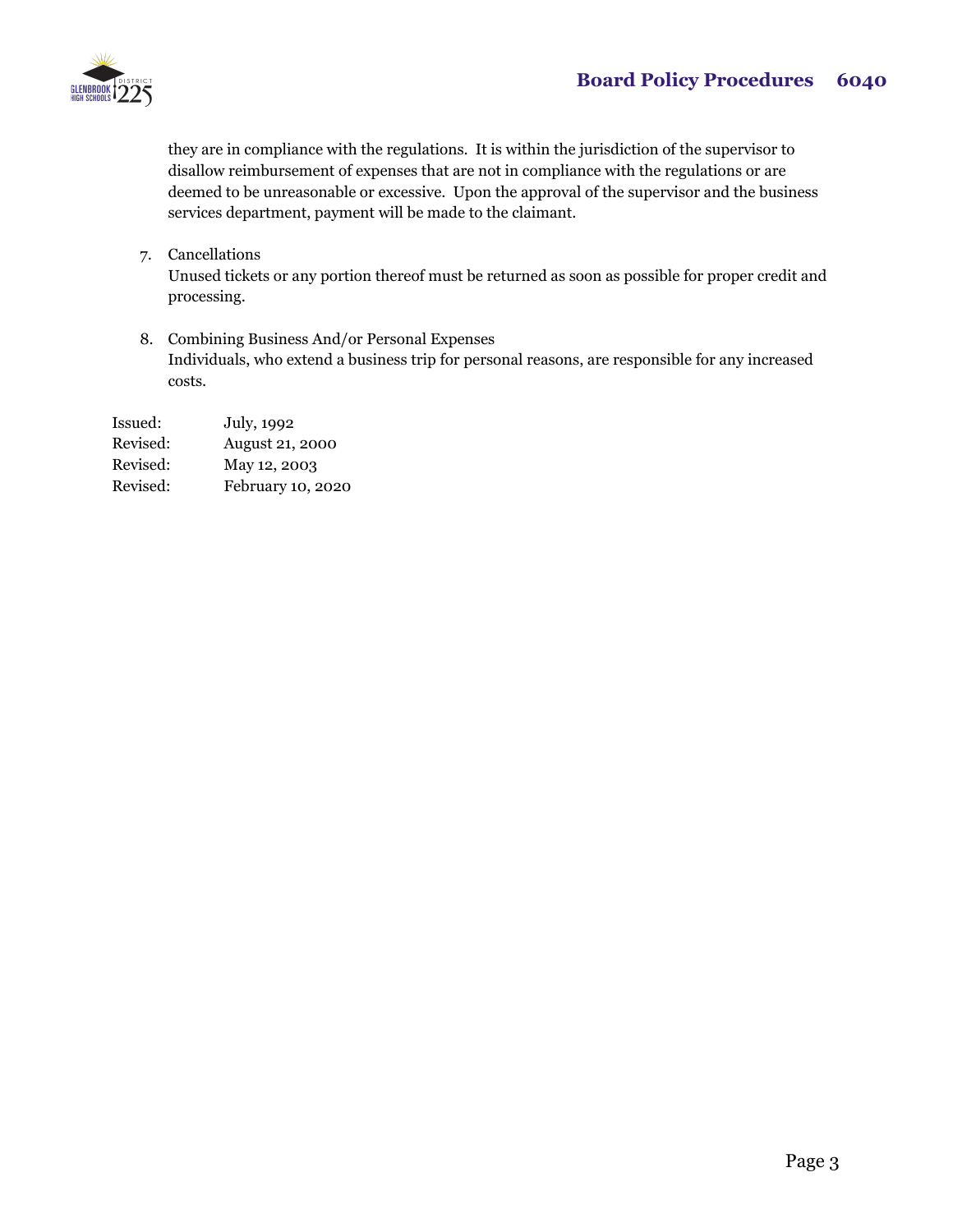they are in compliance with the regulations. It is within the jurisdiction of the supervisor to disallow reimbursement of expenses that are not in compliance with the regulations or are deemed to be unreasonable or excessive. Upon the approval of the supervisor and the business services department, payment will be made to the claimant.

7. Cancellations
   Unused tickets or any portion thereof must be returned as soon as possible for proper credit and processing.

8. Combining Business And/or Personal Expenses
   Individuals, who extend a business trip for personal reasons, are responsible for any increased costs.

| | |
|---|---|
| Issued: | July, 1992 |
| Revised: | August 21, 2000 |
| Revised: | May 12, 2003 |
| Revised: | February 10, 2020 |